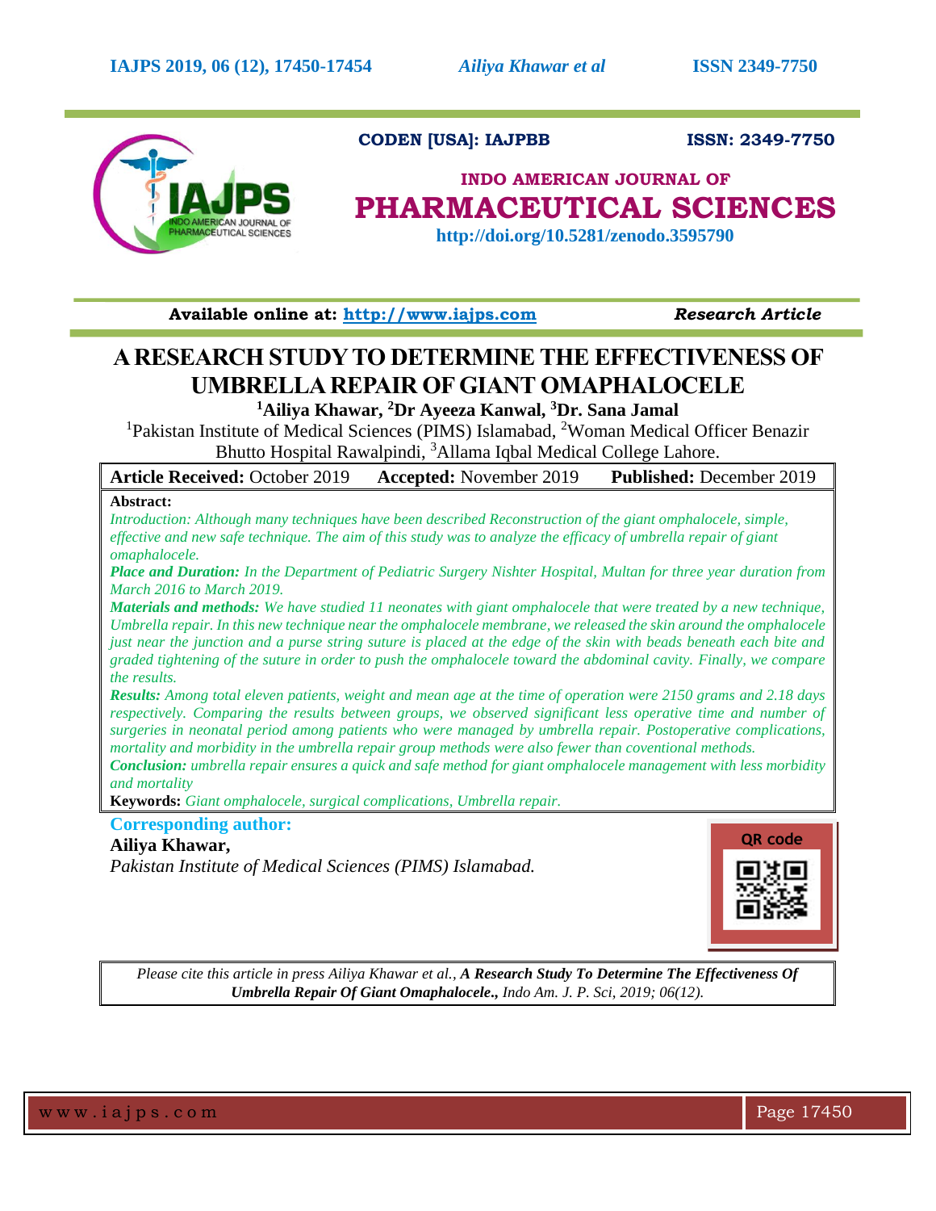**CODEN [USA]: IAJPBB** **ISSN: 2349-7750**

**INDO AMERICAN JOURNAL OF**

# PHARMACEUTICAL SCIENCES

**http://doi.org/10.5281/zenodo.3595790**

**Available online at: http://www.iajps.com** ***Research Article***

# A RESEARCH STUDY TO DETERMINE THE EFFECTIVENESS OF UMBRELLA REPAIR OF GIANT OMAPHALOCELE

**[1]Ailiya Khawar, [2]Dr Ayeeza Kanwal, [3]Dr. Sana Jamal**

[1]Pakistan Institute of Medical Sciences (PIMS) Islamabad, [2]Woman Medical Officer Benazir Bhutto Hospital Rawalpindi, [3]Allama Iqbal Medical College Lahore.

**Article Received:** October 2019 **Accepted:** November 2019 **Published:** December 2019

**Abstract:**

*Introduction: Although many techniques have been described Reconstruction of the giant omphalocele, simple, effective and new safe technique. The aim of this study was to analyze the efficacy of umbrella repair of giant omaphalocele.*

***Place and Duration:*** *In the Department of Pediatric Surgery Nishter Hospital, Multan for three year duration from March 2016 to March 2019.*

***Materials and methods:*** *We have studied 11 neonates with giant omphalocele that were treated by a new technique, Umbrella repair. In this new technique near the omphalocele membrane, we released the skin around the omphalocele just near the junction and a purse string suture is placed at the edge of the skin with beads beneath each bite and graded tightening of the suture in order to push the omphalocele toward the abdominal cavity. Finally, we compare the results.*

***Results:*** *Among total eleven patients, weight and mean age at the time of operation were 2150 grams and 2.18 days respectively. Comparing the results between groups, we observed significant less operative time and number of surgeries in neonatal period among patients who were managed by umbrella repair. Postoperative complications, mortality and morbidity in the umbrella repair group methods were also fewer than coventional methods.*

***Conclusion:*** *umbrella repair ensures a quick and safe method for giant omphalocele management with less morbidity and mortality*

**Keywords:** *Giant omphalocele, surgical complications, Umbrella repair.*

**Corresponding author:**

**Ailiya Khawar,**

*Pakistan Institute of Medical Sciences (PIMS) Islamabad.*

*Please cite this article in press Ailiya Khawar et al.,* ***A Research Study To Determine The Effectiveness Of Umbrella Repair Of Giant Omaphalocele.,*** *Indo Am. J. P. Sci, 2019; 06(12).*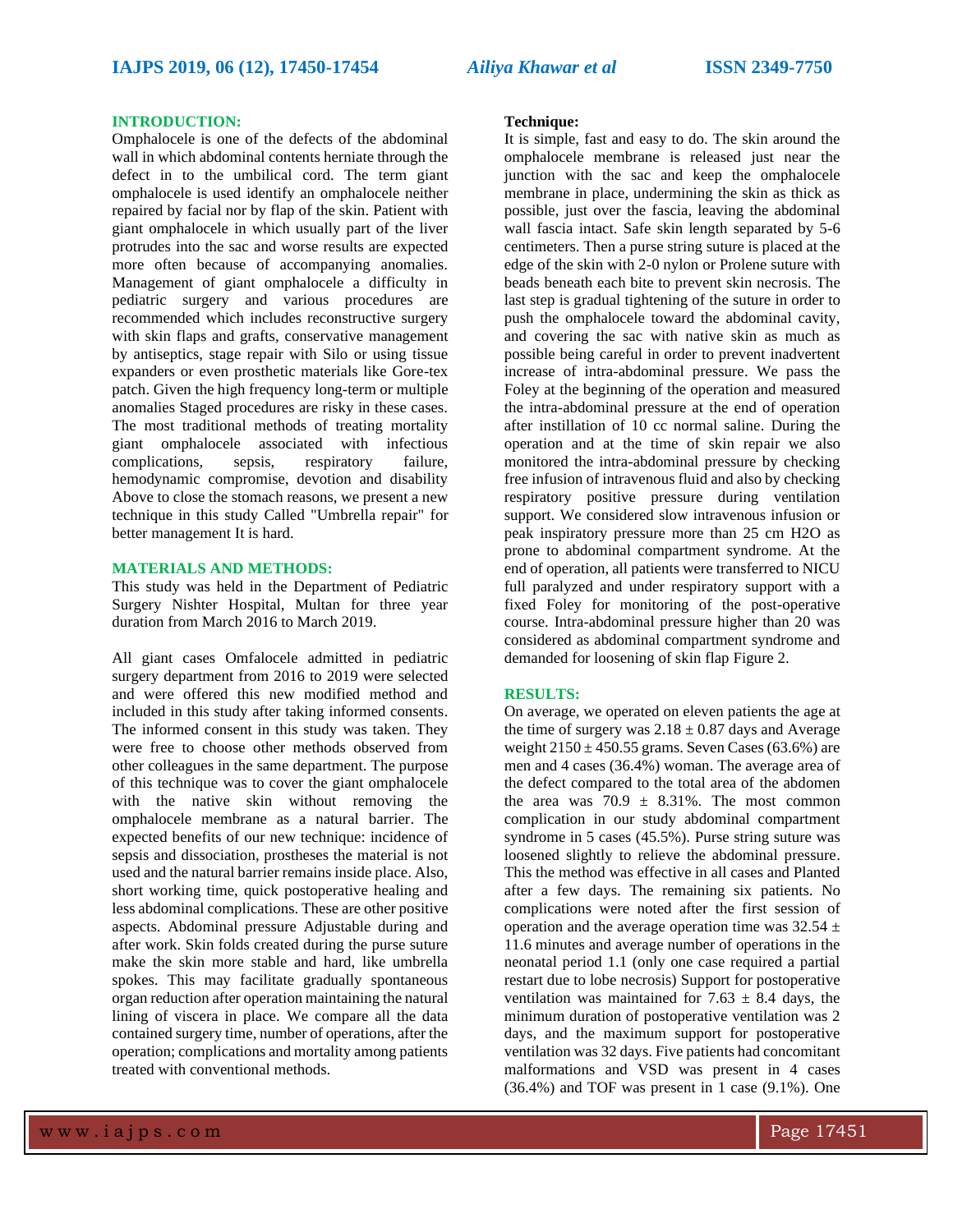## INTRODUCTION:

Omphalocele is one of the defects of the abdominal wall in which abdominal contents herniate through the defect in to the umbilical cord. The term giant omphalocele is used identify an omphalocele neither repaired by facial nor by flap of the skin. Patient with giant omphalocele in which usually part of the liver protrudes into the sac and worse results are expected more often because of accompanying anomalies. Management of giant omphalocele a difficulty in pediatric surgery and various procedures are recommended which includes reconstructive surgery with skin flaps and grafts, conservative management by antiseptics, stage repair with Silo or using tissue expanders or even prosthetic materials like Gore-tex patch. Given the high frequency long-term or multiple anomalies Staged procedures are risky in these cases. The most traditional methods of treating mortality giant omphalocele associated with infectious complications, sepsis, respiratory failure, hemodynamic compromise, devotion and disability Above to close the stomach reasons, we present a new technique in this study Called "Umbrella repair" for better management It is hard.

## MATERIALS AND METHODS:

This study was held in the Department of Pediatric Surgery Nishter Hospital, Multan for three year duration from March 2016 to March 2019.

All giant cases Omfalocele admitted in pediatric surgery department from 2016 to 2019 were selected and were offered this new modified method and included in this study after taking informed consents. The informed consent in this study was taken. They were free to choose other methods observed from other colleagues in the same department. The purpose of this technique was to cover the giant omphalocele with the native skin without removing the omphalocele membrane as a natural barrier. The expected benefits of our new technique: incidence of sepsis and dissociation, prostheses the material is not used and the natural barrier remains inside place. Also, short working time, quick postoperative healing and less abdominal complications. These are other positive aspects. Abdominal pressure Adjustable during and after work. Skin folds created during the purse suture make the skin more stable and hard, like umbrella spokes. This may facilitate gradually spontaneous organ reduction after operation maintaining the natural lining of viscera in place. We compare all the data contained surgery time, number of operations, after the operation; complications and mortality among patients treated with conventional methods.

**Technique:**

It is simple, fast and easy to do. The skin around the omphalocele membrane is released just near the junction with the sac and keep the omphalocele membrane in place, undermining the skin as thick as possible, just over the fascia, leaving the abdominal wall fascia intact. Safe skin length separated by 5-6 centimeters. Then a purse string suture is placed at the edge of the skin with 2-0 nylon or Prolene suture with beads beneath each bite to prevent skin necrosis. The last step is gradual tightening of the suture in order to push the omphalocele toward the abdominal cavity, and covering the sac with native skin as much as possible being careful in order to prevent inadvertent increase of intra-abdominal pressure. We pass the Foley at the beginning of the operation and measured the intra-abdominal pressure at the end of operation after instillation of 10 cc normal saline. During the operation and at the time of skin repair we also monitored the intra-abdominal pressure by checking free infusion of intravenous fluid and also by checking respiratory positive pressure during ventilation support. We considered slow intravenous infusion or peak inspiratory pressure more than 25 cm $H_2O$ as prone to abdominal compartment syndrome. At the end of operation, all patients were transferred to NICU full paralyzed and under respiratory support with a fixed Foley for monitoring of the post-operative course. Intra-abdominal pressure higher than 20 was considered as abdominal compartment syndrome and demanded for loosening of skin flap Figure 2.

## RESULTS:

On average, we operated on eleven patients the age at the time of surgery was $2.18 \pm 0.87$ days and Average weight $2150 \pm 450.55$ grams. Seven Cases (63.6%) are men and 4 cases (36.4%) woman. The average area of the defect compared to the total area of the abdomen the area was $70.9 \pm 8.31\%$. The most common complication in our study abdominal compartment syndrome in 5 cases (45.5%). Purse string suture was loosened slightly to relieve the abdominal pressure. This the method was effective in all cases and Planted after a few days. The remaining six patients. No complications were noted after the first session of operation and the average operation time was $32.54 \pm 11.6$ minutes and average number of operations in the neonatal period 1.1 (only one case required a partial restart due to lobe necrosis) Support for postoperative ventilation was maintained for $7.63 \pm 8.4$ days, the minimum duration of postoperative ventilation was 2 days, and the maximum support for postoperative ventilation was 32 days. Five patients had concomitant malformations and VSD was present in 4 cases (36.4%) and TOF was present in 1 case (9.1%). One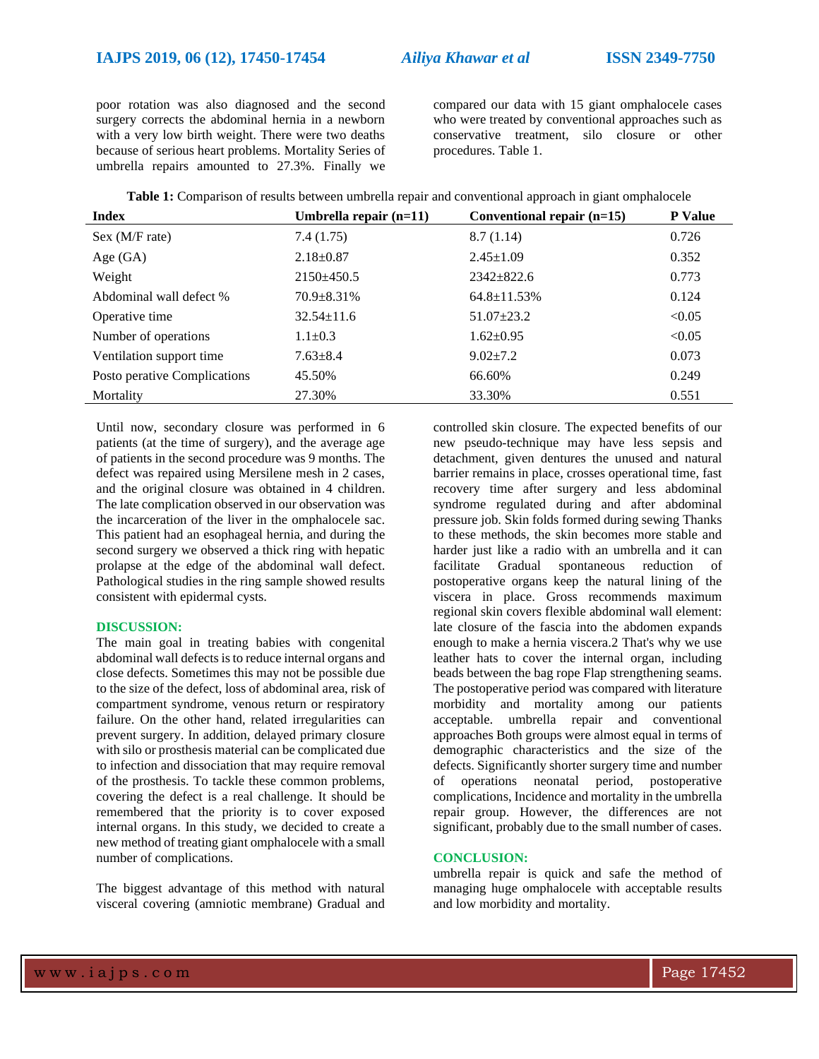poor rotation was also diagnosed and the second surgery corrects the abdominal hernia in a newborn with a very low birth weight. There were two deaths because of serious heart problems. Mortality Series of umbrella repairs amounted to 27.3%. Finally we compared our data with 15 giant omphalocele cases who were treated by conventional approaches such as conservative treatment, silo closure or other procedures. Table 1.

**Table 1:** Comparison of results between umbrella repair and conventional approach in giant omphalocele

| Index | Umbrella repair (n=11) | Conventional repair (n=15) | P Value |
|---|---|---|---|
| Sex (M/F rate) | 7.4 (1.75) | 8.7 (1.14) | 0.726 |
| Age (GA) | 2.18±0.87 | 2.45±1.09 | 0.352 |
| Weight | 2150±450.5 | 2342±822.6 | 0.773 |
| Abdominal wall defect % | 70.9±8.31% | 64.8±11.53% | 0.124 |
| Operative time | 32.54±11.6 | 51.07±23.2 | <0.05 |
| Number of operations | 1.1±0.3 | 1.62±0.95 | <0.05 |
| Ventilation support time | 7.63±8.4 | 9.02±7.2 | 0.073 |
| Posto perative Complications | 45.50% | 66.60% | 0.249 |
| Mortality | 27.30% | 33.30% | 0.551 |

Until now, secondary closure was performed in 6 patients (at the time of surgery), and the average age of patients in the second procedure was 9 months. The defect was repaired using Mersilene mesh in 2 cases, and the original closure was obtained in 4 children. The late complication observed in our observation was the incarceration of the liver in the omphalocele sac. This patient had an esophageal hernia, and during the second surgery we observed a thick ring with hepatic prolapse at the edge of the abdominal wall defect. Pathological studies in the ring sample showed results consistent with epidermal cysts.

## DISCUSSION:

The main goal in treating babies with congenital abdominal wall defects is to reduce internal organs and close defects. Sometimes this may not be possible due to the size of the defect, loss of abdominal area, risk of compartment syndrome, venous return or respiratory failure. On the other hand, related irregularities can prevent surgery. In addition, delayed primary closure with silo or prosthesis material can be complicated due to infection and dissociation that may require removal of the prosthesis. To tackle these common problems, covering the defect is a real challenge. It should be remembered that the priority is to cover exposed internal organs. In this study, we decided to create a new method of treating giant omphalocele with a small number of complications.

The biggest advantage of this method with natural visceral covering (amniotic membrane) Gradual and controlled skin closure. The expected benefits of our new pseudo-technique may have less sepsis and detachment, given dentures the unused and natural barrier remains in place, crosses operational time, fast recovery time after surgery and less abdominal syndrome regulated during and after abdominal pressure job. Skin folds formed during sewing Thanks to these methods, the skin becomes more stable and harder just like a radio with an umbrella and it can facilitate Gradual spontaneous reduction of postoperative organs keep the natural lining of the viscera in place. Gross recommends maximum regional skin covers flexible abdominal wall element: late closure of the fascia into the abdomen expands enough to make a hernia viscera.2 That's why we use leather hats to cover the internal organ, including beads between the bag rope Flap strengthening seams. The postoperative period was compared with literature morbidity and mortality among our patients acceptable. umbrella repair and conventional approaches Both groups were almost equal in terms of demographic characteristics and the size of the defects. Significantly shorter surgery time and number of operations neonatal period, postoperative complications, Incidence and mortality in the umbrella repair group. However, the differences are not significant, probably due to the small number of cases.

## CONCLUSION:

umbrella repair is quick and safe the method of managing huge omphalocele with acceptable results and low morbidity and mortality.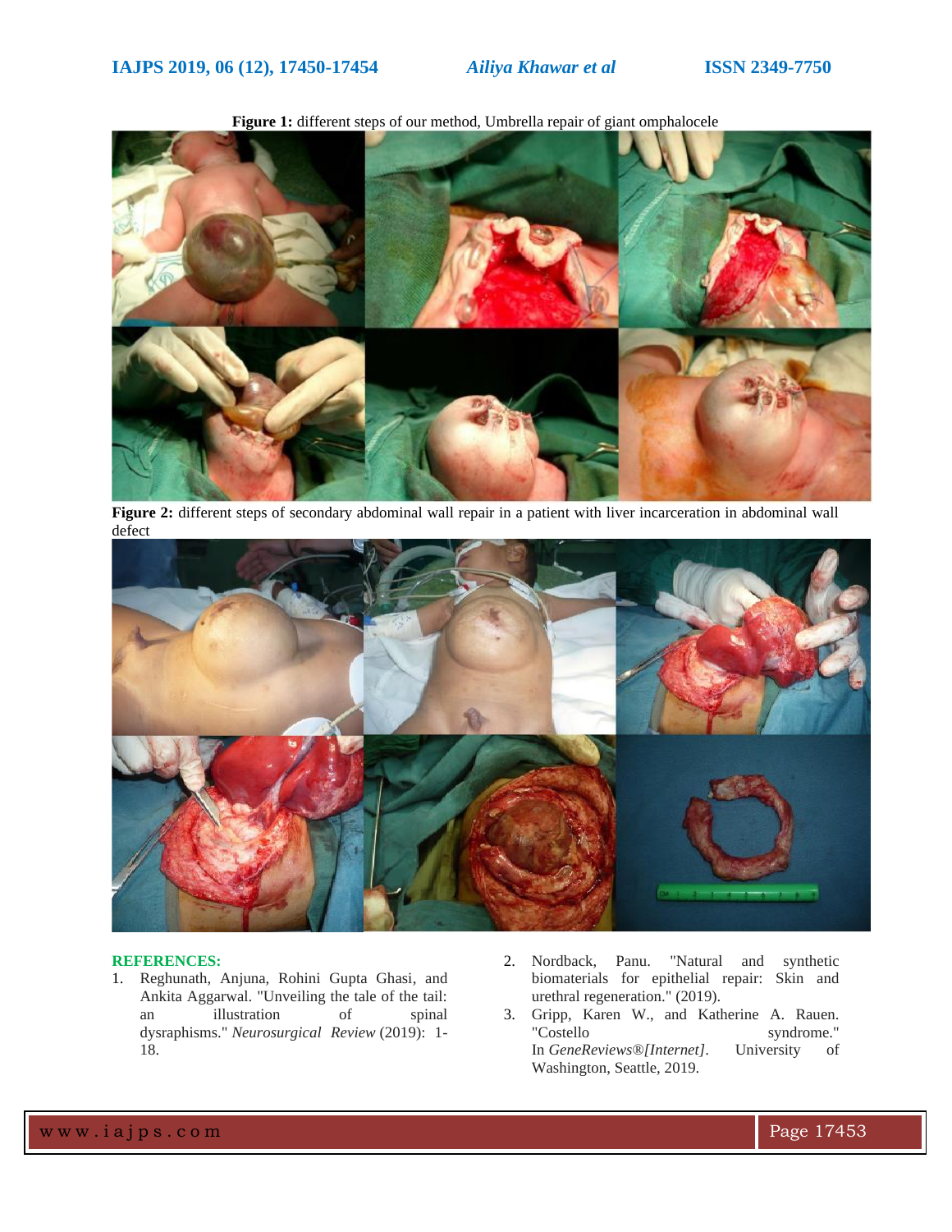**Figure 1:** different steps of our method, Umbrella repair of giant omphalocele

**Figure 2:** different steps of secondary abdominal wall repair in a patient with liver incarceration in abdominal wall defect

## REFERENCES:

1. Reghunath, Anjuna, Rohini Gupta Ghasi, and Ankita Aggarwal. "Unveiling the tale of the tail: an illustration of spinal dysraphisms." *Neurosurgical Review* (2019): 1-18.
2. Nordback, Panu. "Natural and synthetic biomaterials for epithelial repair: Skin and urethral regeneration." (2019).
3. Gripp, Karen W., and Katherine A. Rauen. "Costello syndrome." In *GeneReviews®[Internet]*. University of Washington, Seattle, 2019.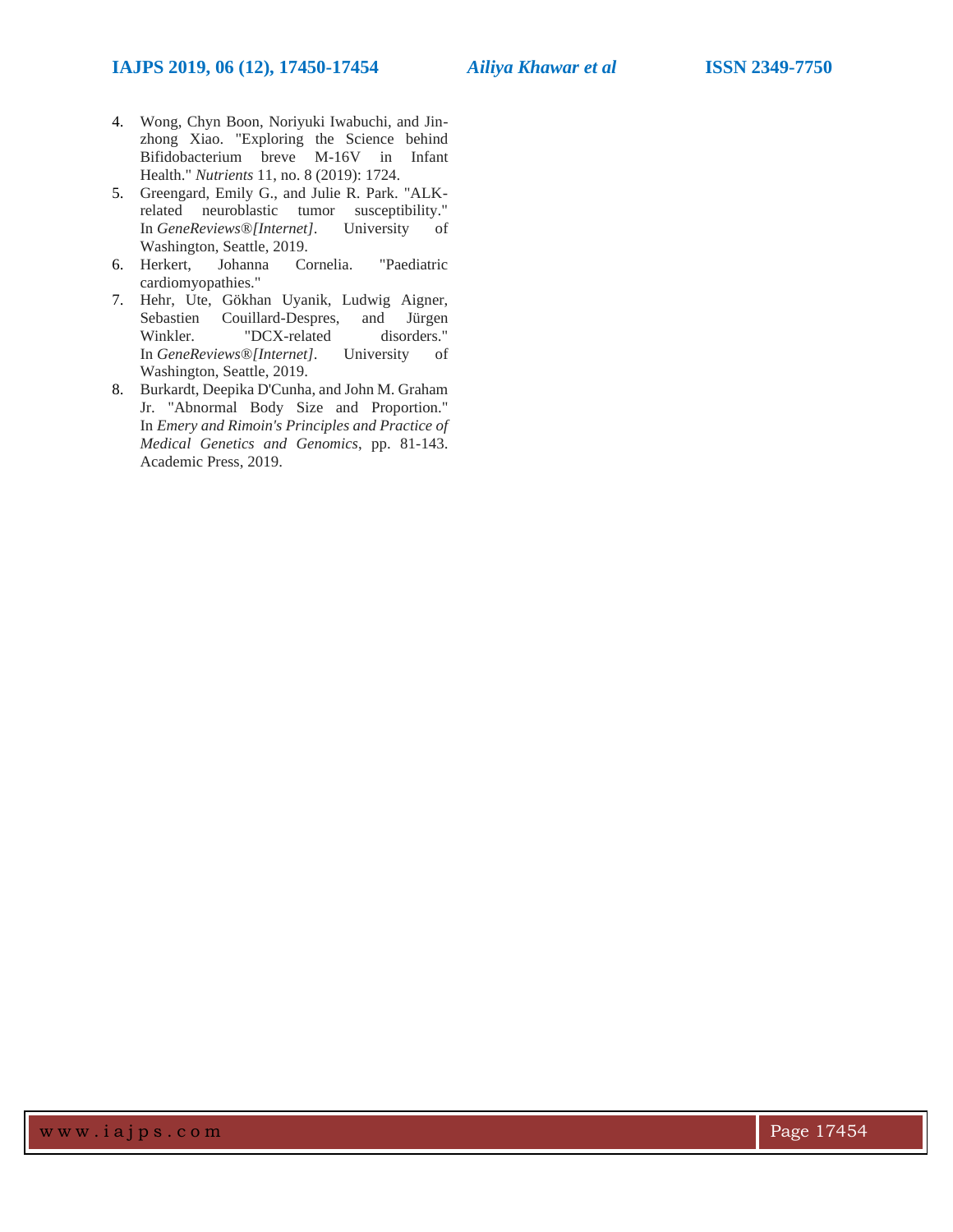4. Wong, Chyn Boon, Noriyuki Iwabuchi, and Jin-zhong Xiao. "Exploring the Science behind Bifidobacterium breve M-16V in Infant Health." *Nutrients* 11, no. 8 (2019): 1724.
5. Greengard, Emily G., and Julie R. Park. "ALK-related neuroblastic tumor susceptibility." In *GeneReviews®[Internet]*. University of Washington, Seattle, 2019.
6. Herkert, Johanna Cornelia. "Paediatric cardiomyopathies."
7. Hehr, Ute, Gökhan Uyanik, Ludwig Aigner, Sebastien Couillard-Despres, and Jürgen Winkler. "DCX-related disorders." In *GeneReviews®[Internet]*. University of Washington, Seattle, 2019.
8. Burkardt, Deepika D'Cunha, and John M. Graham Jr. "Abnormal Body Size and Proportion." In *Emery and Rimoin's Principles and Practice of Medical Genetics and Genomics*, pp. 81-143. Academic Press, 2019.